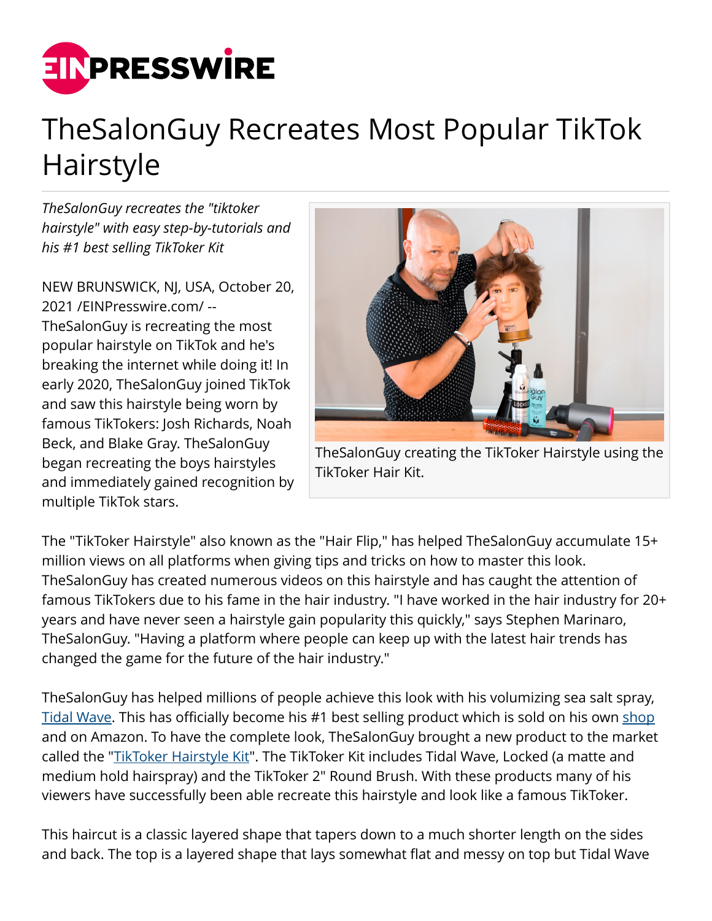# TheSalonGuy Recreates Most Popular TikTok Hairstyle

*TheSalonGuy recreates the "tiktoker hairstyle" with easy step-by-tutorials and his #1 best selling TikToker Kit*

NEW BRUNSWICK, NJ, USA, October 20, 2021 /EINPresswire.com/ -- TheSalonGuy is recreating the most popular hairstyle on TikTok and he's breaking the internet while doing it! In early 2020, TheSalonGuy joined TikTok and saw this hairstyle being worn by famous TikTokers: Josh Richards, Noah Beck, and Blake Gray. TheSalonGuy began recreating the boys hairstyles and immediately gained recognition by multiple TikTok stars.

TheSalonGuy creating the TikToker Hairstyle using the TikToker Hair Kit.

The "TikToker Hairstyle" also known as the "Hair Flip," has helped TheSalonGuy accumulate 15+ million views on all platforms when giving tips and tricks on how to master this look. TheSalonGuy has created numerous videos on this hairstyle and has caught the attention of famous TikTokers due to his fame in the hair industry. "I have worked in the hair industry for 20+ years and have never seen a hairstyle gain popularity this quickly," says Stephen Marinaro, TheSalonGuy. "Having a platform where people can keep up with the latest hair trends has changed the game for the future of the hair industry."

TheSalonGuy has helped millions of people achieve this look with his volumizing sea salt spray, Tidal Wave. This has officially become his #1 best selling product which is sold on his own shop and on Amazon. To have the complete look, TheSalonGuy brought a new product to the market called the "TikToker Hairstyle Kit". The TikToker Kit includes Tidal Wave, Locked (a matte and medium hold hairspray) and the TikToker 2" Round Brush. With these products many of his viewers have successfully been able recreate this hairstyle and look like a famous TikToker.

This haircut is a classic layered shape that tapers down to a much shorter length on the sides and back. The top is a layered shape that lays somewhat flat and messy on top but Tidal Wave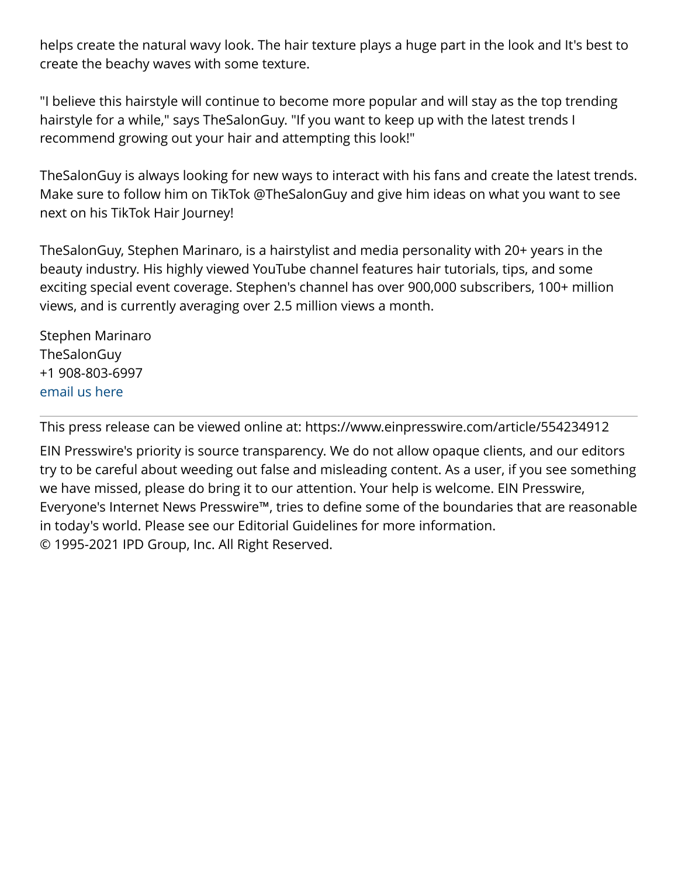helps create the natural wavy look. The hair texture plays a huge part in the look and It's best to create the beachy waves with some texture.

"I believe this hairstyle will continue to become more popular and will stay as the top trending hairstyle for a while," says TheSalonGuy. "If you want to keep up with the latest trends I recommend growing out your hair and attempting this look!"

TheSalonGuy is always looking for new ways to interact with his fans and create the latest trends. Make sure to follow him on TikTok @TheSalonGuy and give him ideas on what you want to see next on his TikTok Hair Journey!

TheSalonGuy, Stephen Marinaro, is a hairstylist and media personality with 20+ years in the beauty industry. His highly viewed YouTube channel features hair tutorials, tips, and some exciting special event coverage. Stephen's channel has over 900,000 subscribers, 100+ million views, and is currently averaging over 2.5 million views a month.

Stephen Marinaro
TheSalonGuy
+1 908-803-6997
email us here

---

This press release can be viewed online at: https://www.einpresswire.com/article/554234912

EIN Presswire's priority is source transparency. We do not allow opaque clients, and our editors try to be careful about weeding out false and misleading content. As a user, if you see something we have missed, please do bring it to our attention. Your help is welcome. EIN Presswire, Everyone's Internet News Presswire™, tries to define some of the boundaries that are reasonable in today's world. Please see our Editorial Guidelines for more information.
© 1995-2021 IPD Group, Inc. All Right Reserved.